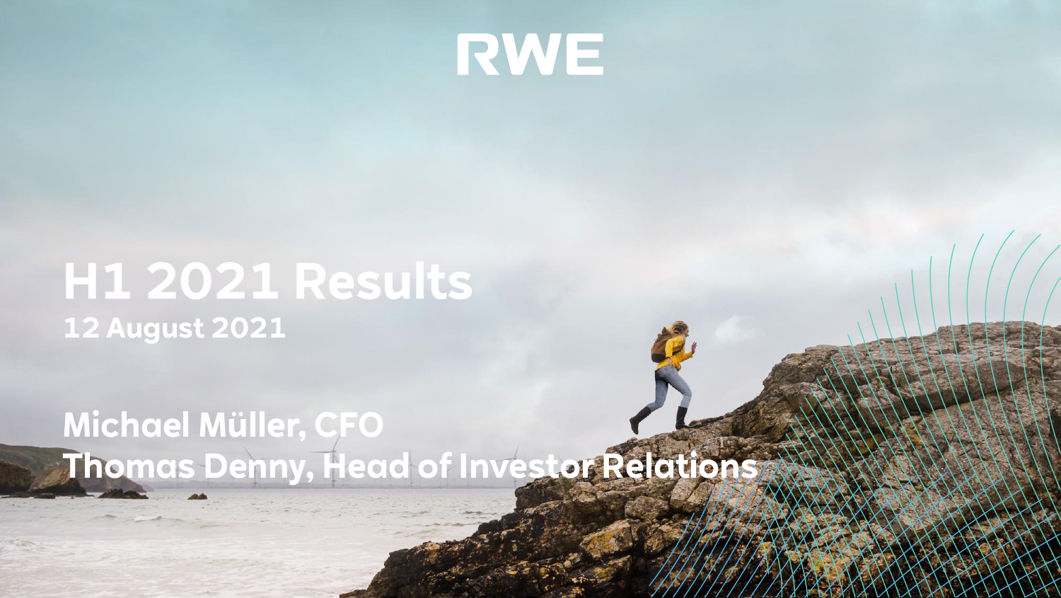RWE

# H1 2021 Results

**12 August 2021**

**Michael Müller, CFO**

**Thomas Denny, Head of Investor Relations**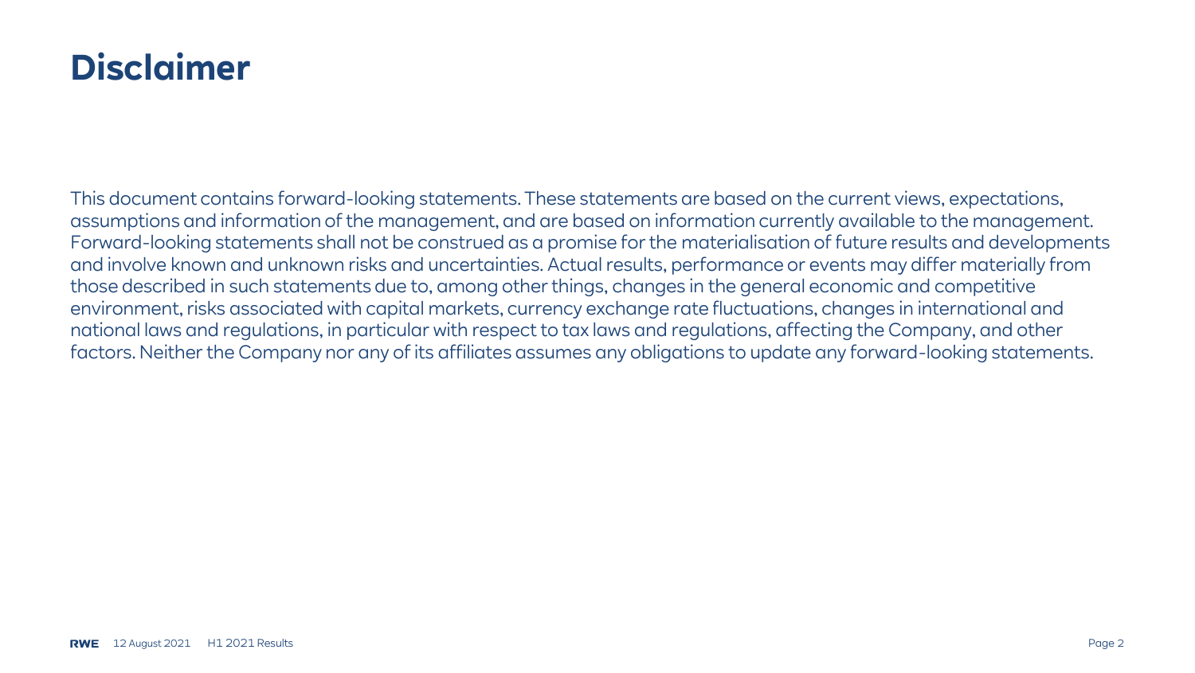# Disclaimer

This document contains forward-looking statements. These statements are based on the current views, expectations, assumptions and information of the management, and are based on information currently available to the management. Forward-looking statements shall not be construed as a promise for the materialisation of future results and developments and involve known and unknown risks and uncertainties. Actual results, performance or events may differ materially from those described in such statements due to, among other things, changes in the general economic and competitive environment, risks associated with capital markets, currency exchange rate fluctuations, changes in international and national laws and regulations, in particular with respect to tax laws and regulations, affecting the Company, and other factors. Neither the Company nor any of its affiliates assumes any obligations to update any forward-looking statements.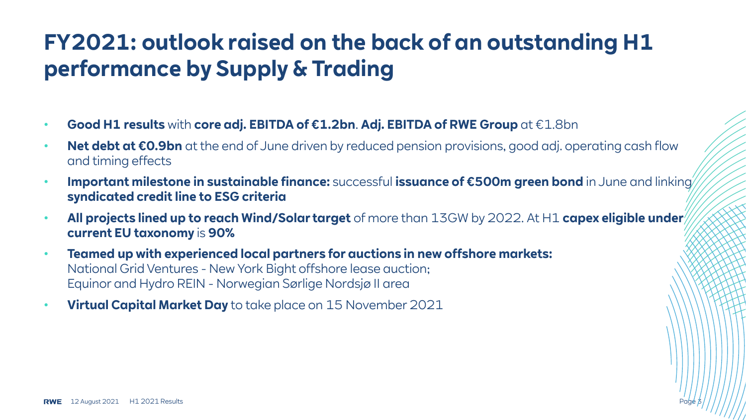# FY2021: outlook raised on the back of an outstanding H1 performance by Supply & Trading

- **Good H1 results** with **core adj. EBITDA of €1.2bn**. **Adj. EBITDA of RWE Group** at €1.8bn
- **Net debt at €0.9bn** at the end of June driven by reduced pension provisions, good adj. operating cash flow and timing effects
- **Important milestone in sustainable finance:** successful **issuance of €500m green bond** in June and linking **syndicated credit line to ESG criteria**
- **All projects lined up to reach Wind/Solar target** of more than 13GW by 2022. At H1 **capex eligible under current EU taxonomy** is **90%**
- **Teamed up with experienced local partners for auctions in new offshore markets:**
  National Grid Ventures - New York Bight offshore lease auction;
  Equinor and Hydro REIN - Norwegian Sørlige Nordsjø II area
- **Virtual Capital Market Day** to take place on 15 November 2021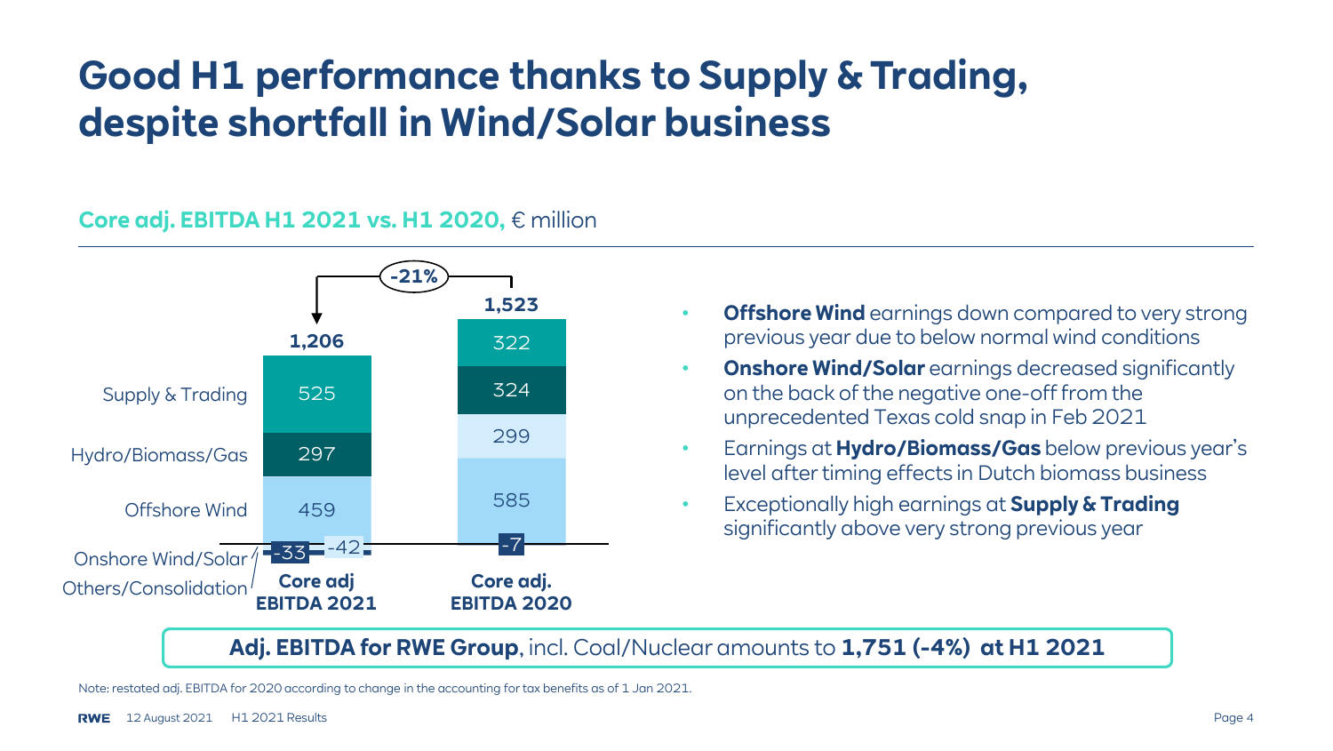# Good H1 performance thanks to Supply & Trading, despite shortfall in Wind/Solar business

**Core adj. EBITDA H1 2021 vs. H1 2020,** € million

| | Core adj EBITDA 2021 | Core adj. EBITDA 2020 |
|---|---|---|
| Supply & Trading | 525 | 322 |
| Hydro/Biomass/Gas | 297 | 324 |
| Offshore Wind | 459 | 299 |
| Onshore Wind/Solar | -33 | 585 |
| Others/Consolidation | -42 | -7 |
| **Total** | **1,206** | **1,523** |

Change: -21%

- **Offshore Wind** earnings down compared to very strong previous year due to below normal wind conditions
- **Onshore Wind/Solar** earnings decreased significantly on the back of the negative one-off from the unprecedented Texas cold snap in Feb 2021
- Earnings at **Hydro/Biomass/Gas** below previous year's level after timing effects in Dutch biomass business
- Exceptionally high earnings at **Supply & Trading** significantly above very strong previous year

**Adj. EBITDA for RWE Group**, incl. Coal/Nuclear amounts to **1,751 (-4%) at H1 2021**

Note: restated adj. EBITDA for 2020 according to change in the accounting for tax benefits as of 1 Jan 2021.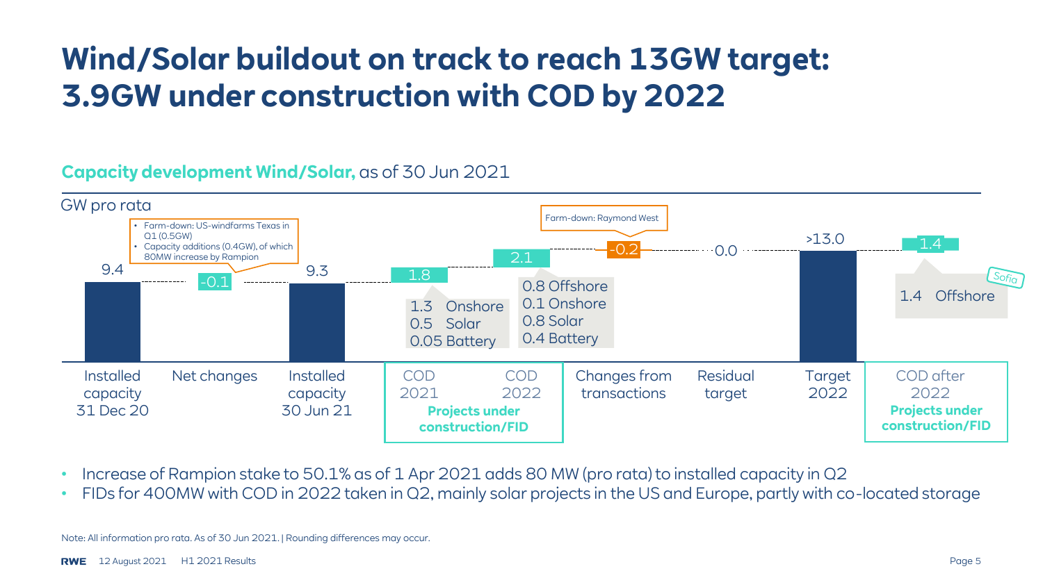# Wind/Solar buildout on track to reach 13GW target: 3.9GW under construction with COD by 2022

**Capacity development Wind/Solar,** as of 30 Jun 2021

GW pro rata

| Installed capacity 31 Dec 20 | Net changes | Installed capacity 30 Jun 21 | COD 2021 (Projects under construction/FID) | COD 2022 (Projects under construction/FID) | Changes from transactions | Residual target | Target 2022 | COD after 2022 (Projects under construction/FID) |
|---|---|---|---|---|---|---|---|---|
| 9.4 | -0.1 | 9.3 | 1.8 | 2.1 | -0.2 | 0.0 | >13.0 | 1.4 |

Net changes:
- Farm-down: US-windfarms Texas in Q1 (0.5GW)
- Capacity additions (0.4GW), of which 80MW increase by Rampion

COD 2021: 1.3 Onshore, 0.5 Solar, 0.05 Battery

COD 2022: 0.8 Offshore, 0.1 Onshore, 0.8 Solar, 0.4 Battery

Changes from transactions: Farm-down: Raymond West

COD after 2022: 1.4 Offshore (Sofia)

- Increase of Rampion stake to 50.1% as of 1 Apr 2021 adds 80 MW (pro rata) to installed capacity in Q2
- FIDs for 400MW with COD in 2022 taken in Q2, mainly solar projects in the US and Europe, partly with co-located storage

Note: All information pro rata. As of 30 Jun 2021. | Rounding differences may occur.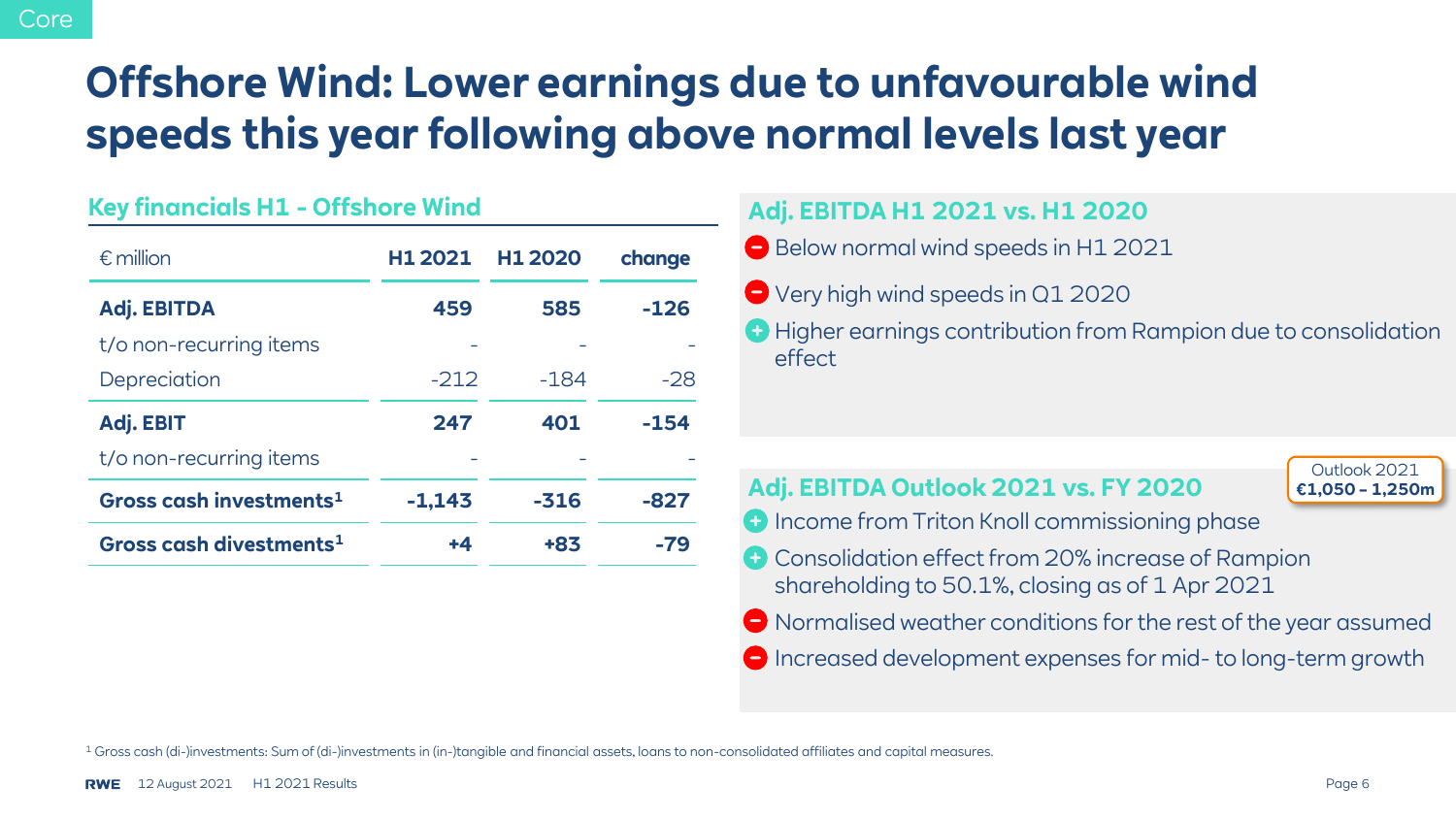Core

# Offshore Wind: Lower earnings due to unfavourable wind speeds this year following above normal levels last year

## Key financials H1 - Offshore Wind

| € million | H1 2021 | H1 2020 | change |
|---|---|---|---|
| **Adj. EBITDA** | **459** | **585** | **-126** |
| t/o non-recurring items | - | - | - |
| Depreciation | -212 | -184 | -28 |
| **Adj. EBIT** | **247** | **401** | **-154** |
| t/o non-recurring items | - | - | - |
| **Gross cash investments**[1] | **-1,143** | **-316** | **-827** |
| **Gross cash divestments**[1] | **+4** | **+83** | **-79** |

## Adj. EBITDA H1 2021 vs. H1 2020

- (−) Below normal wind speeds in H1 2021
- (−) Very high wind speeds in Q1 2020
- (+) Higher earnings contribution from Rampion due to consolidation effect

## Adj. EBITDA Outlook 2021 vs. FY 2020

Outlook 2021 **€1,050 – 1,250m**

- (+) Income from Triton Knoll commissioning phase
- (+) Consolidation effect from 20% increase of Rampion shareholding to 50.1%, closing as of 1 Apr 2021
- (−) Normalised weather conditions for the rest of the year assumed
- (−) Increased development expenses for mid- to long-term growth

[1] Gross cash (di-)investments: Sum of (di-)investments in (in-)tangible and financial assets, loans to non-consolidated affiliates and capital measures.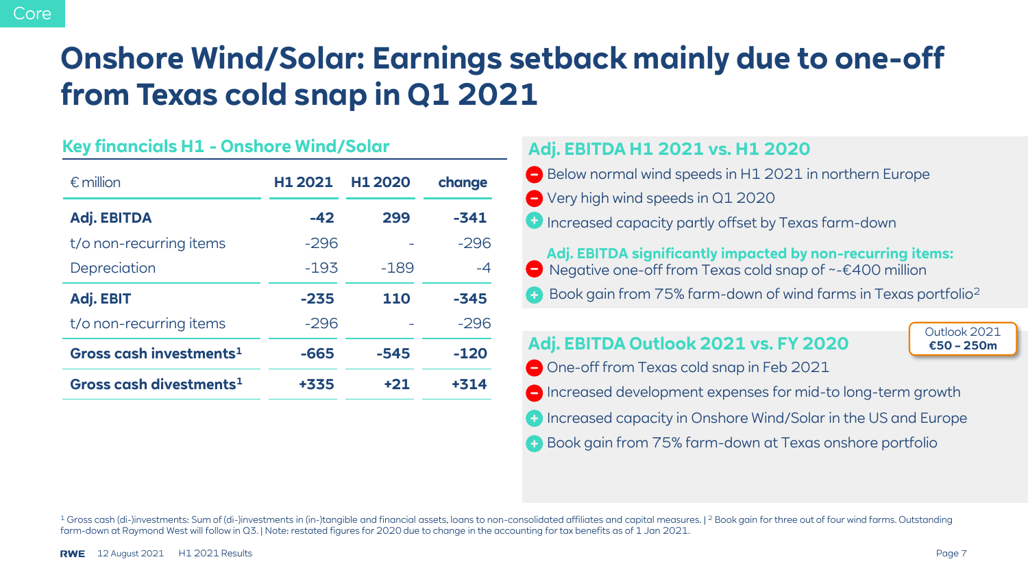Core

# Onshore Wind/Solar: Earnings setback mainly due to one-off from Texas cold snap in Q1 2021

## Key financials H1 - Onshore Wind/Solar

| € million | H1 2021 | H1 2020 | change |
|---|---|---|---|
| **Adj. EBITDA** | **-42** | **299** | **-341** |
| t/o non-recurring items | -296 | - | -296 |
| Depreciation | -193 | -189 | -4 |
| **Adj. EBIT** | **-235** | **110** | **-345** |
| t/o non-recurring items | -296 | - | -296 |
| **Gross cash investments[1]** | **-665** | **-545** | **-120** |
| **Gross cash divestments[1]** | **+335** | **+21** | **+314** |

## Adj. EBITDA H1 2021 vs. H1 2020

- (–) Below normal wind speeds in H1 2021 in northern Europe
- (–) Very high wind speeds in Q1 2020
- (+) Increased capacity partly offset by Texas farm-down

**Adj. EBITDA significantly impacted by non-recurring items:**

- (–) Negative one-off from Texas cold snap of ~-€400 million
- (+) Book gain from 75% farm-down of wind farms in Texas portfolio[2]

## Adj. EBITDA Outlook 2021 vs. FY 2020

Outlook 2021 **€50 – 250m**

- (–) One-off from Texas cold snap in Feb 2021
- (–) Increased development expenses for mid-to long-term growth
- (+) Increased capacity in Onshore Wind/Solar in the US and Europe
- (+) Book gain from 75% farm-down at Texas onshore portfolio

[1] Gross cash (di-)investments: Sum of (di-)investments in (in-)tangible and financial assets, loans to non-consolidated affiliates and capital measures. | [2] Book gain for three out of four wind farms. Outstanding farm-down at Raymond West will follow in Q3. | Note: restated figures for 2020 due to change in the accounting for tax benefits as of 1 Jan 2021.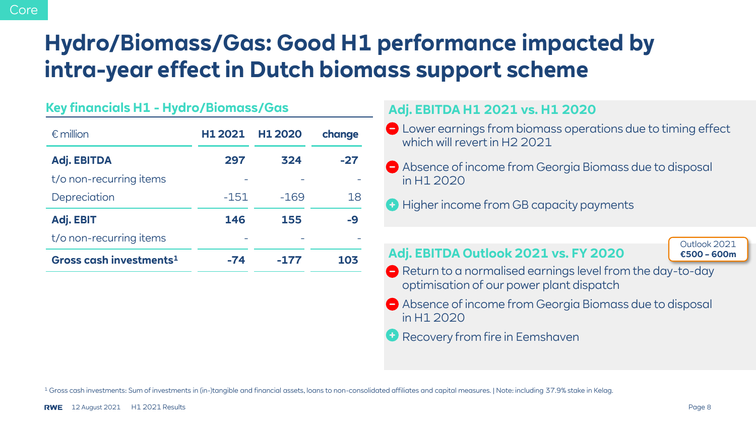Core

# Hydro/Biomass/Gas: Good H1 performance impacted by intra-year effect in Dutch biomass support scheme

## Key financials H1 - Hydro/Biomass/Gas

| € million | H1 2021 | H1 2020 | change |
|---|---|---|---|
| **Adj. EBITDA** | **297** | **324** | **-27** |
| t/o non-recurring items | - | - | - |
| Depreciation | -151 | -169 | 18 |
| **Adj. EBIT** | **146** | **155** | **-9** |
| t/o non-recurring items | - | - | - |
| **Gross cash investments[1]** | **-74** | **-177** | **103** |

## Adj. EBITDA H1 2021 vs. H1 2020

- (−) Lower earnings from biomass operations due to timing effect which will revert in H2 2021
- (−) Absence of income from Georgia Biomass due to disposal in H1 2020
- (+) Higher income from GB capacity payments

## Adj. EBITDA Outlook 2021 vs. FY 2020

Outlook 2021 **€500 – 600m**

- (−) Return to a normalised earnings level from the day-to-day optimisation of our power plant dispatch
- (−) Absence of income from Georgia Biomass due to disposal in H1 2020
- (+) Recovery from fire in Eemshaven

[1] Gross cash investments: Sum of investments in (in-)tangible and financial assets, loans to non-consolidated affiliates and capital measures. | Note: including 37.9% stake in Kelag.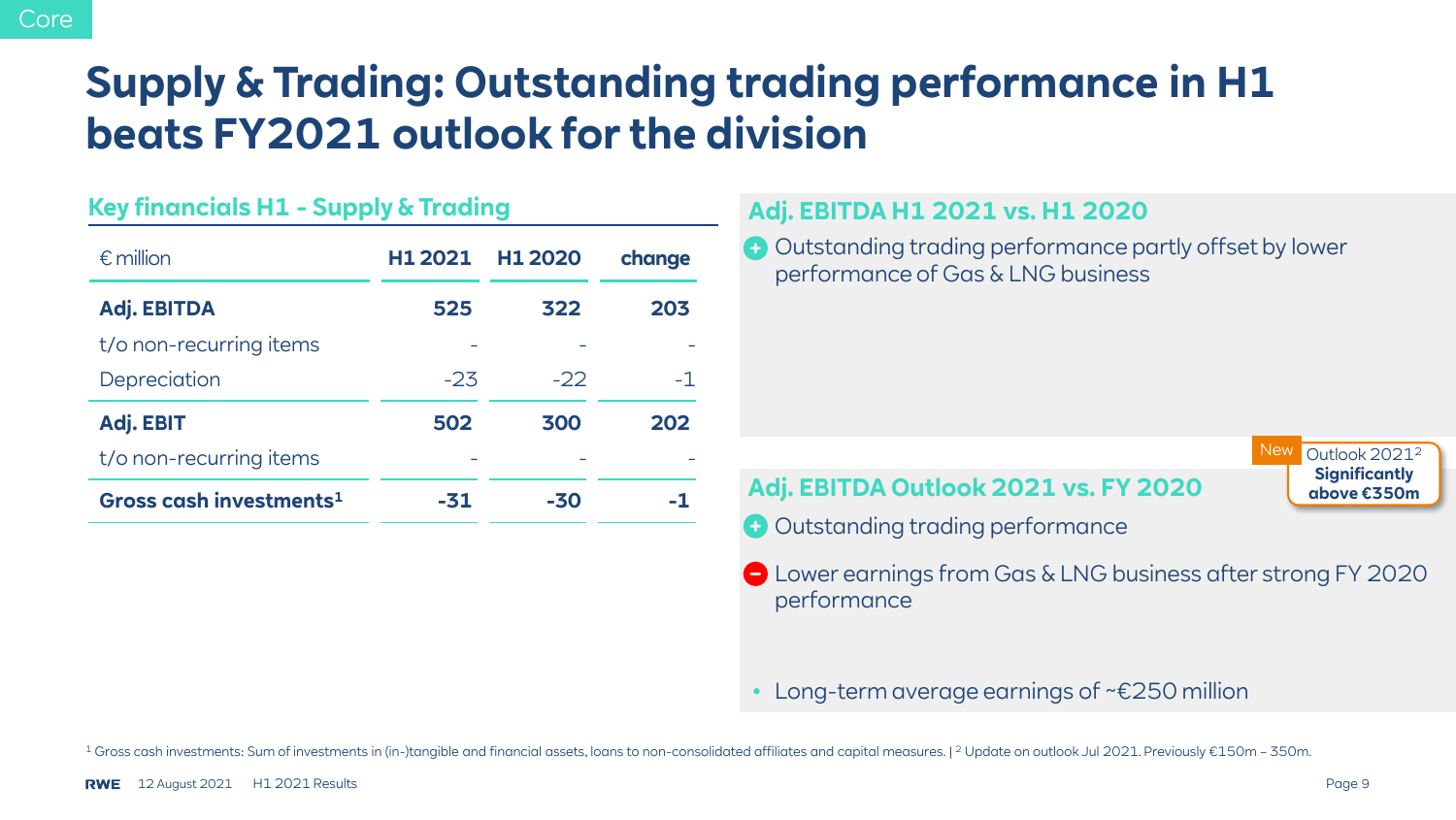Core

# Supply & Trading: Outstanding trading performance in H1 beats FY2021 outlook for the division

## Key financials H1 - Supply & Trading

| € million | H1 2021 | H1 2020 | change |
|---|---|---|---|
| **Adj. EBITDA** | **525** | **322** | **203** |
| t/o non-recurring items | - | - | - |
| Depreciation | -23 | -22 | -1 |
| **Adj. EBIT** | **502** | **300** | **202** |
| t/o non-recurring items | - | - | - |
| **Gross cash investments[1]** | **-31** | **-30** | **-1** |

## Adj. EBITDA H1 2021 vs. H1 2020

+ Outstanding trading performance partly offset by lower performance of Gas & LNG business

## Adj. EBITDA Outlook 2021 vs. FY 2020

New Outlook 2021[2] **Significantly above €350m**

+ Outstanding trading performance
- Lower earnings from Gas & LNG business after strong FY 2020 performance

- Long-term average earnings of ~€250 million

[1] Gross cash investments: Sum of investments in (in-)tangible and financial assets, loans to non-consolidated affiliates and capital measures. | [2] Update on outlook Jul 2021. Previously €150m – 350m.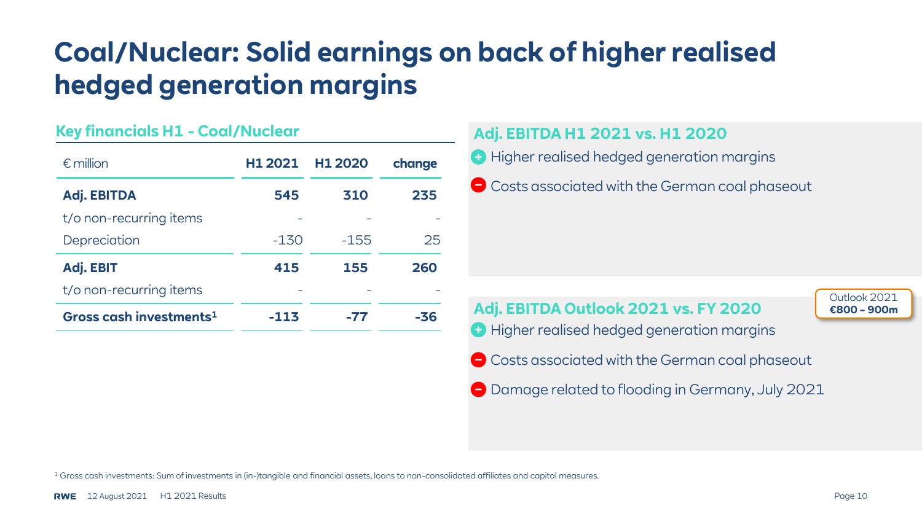# Coal/Nuclear: Solid earnings on back of higher realised hedged generation margins

## Key financials H1 - Coal/Nuclear

| € million | H1 2021 | H1 2020 | change |
|---|---|---|---|
| **Adj. EBITDA** | **545** | **310** | **235** |
| t/o non-recurring items | - | - | - |
| Depreciation | -130 | -155 | 25 |
| **Adj. EBIT** | **415** | **155** | **260** |
| t/o non-recurring items | - | - | - |
| **Gross cash investments**[1] | **-113** | **-77** | **-36** |

## Adj. EBITDA H1 2021 vs. H1 2020

- \+ Higher realised hedged generation margins
- − Costs associated with the German coal phaseout

## Adj. EBITDA Outlook 2021 vs. FY 2020

Outlook 2021 **€800 – 900m**

- \+ Higher realised hedged generation margins
- − Costs associated with the German coal phaseout
- − Damage related to flooding in Germany, July 2021

[1] Gross cash investments: Sum of investments in (in-)tangible and financial assets, loans to non-consolidated affiliates and capital measures.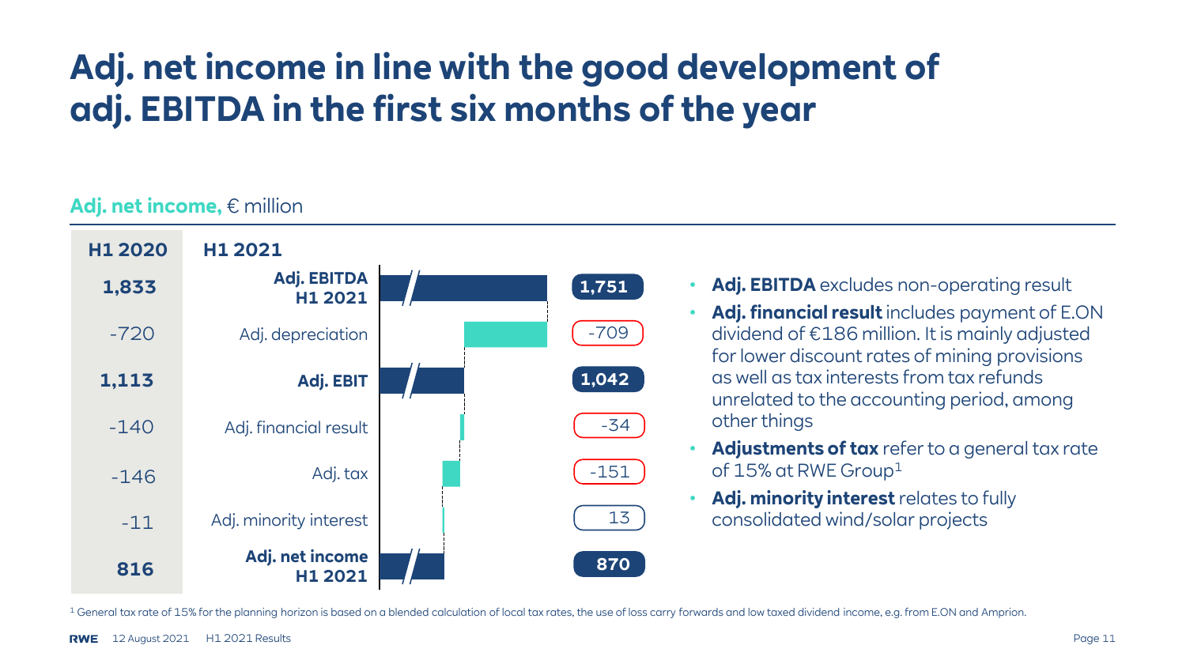# Adj. net income in line with the good development of adj. EBITDA in the first six months of the year

**Adj. net income,** € million

| H1 2020 | H1 2021 | |
|---|---|---|
| **1,833** | **Adj. EBITDA H1 2021** | **1,751** |
| -720 | Adj. depreciation | -709 |
| **1,113** | **Adj. EBIT** | **1,042** |
| -140 | Adj. financial result | -34 |
| -146 | Adj. tax | -151 |
| -11 | Adj. minority interest | 13 |
| **816** | **Adj. net income H1 2021** | **870** |

- **Adj. EBITDA** excludes non-operating result
- **Adj. financial result** includes payment of E.ON dividend of €186 million. It is mainly adjusted for lower discount rates of mining provisions as well as tax interests from tax refunds unrelated to the accounting period, among other things
- **Adjustments of tax** refer to a general tax rate of 15% at RWE Group[1]
- **Adj. minority interest** relates to fully consolidated wind/solar projects

[1] General tax rate of 15% for the planning horizon is based on a blended calculation of local tax rates, the use of loss carry forwards and low taxed dividend income, e.g. from E.ON and Amprion.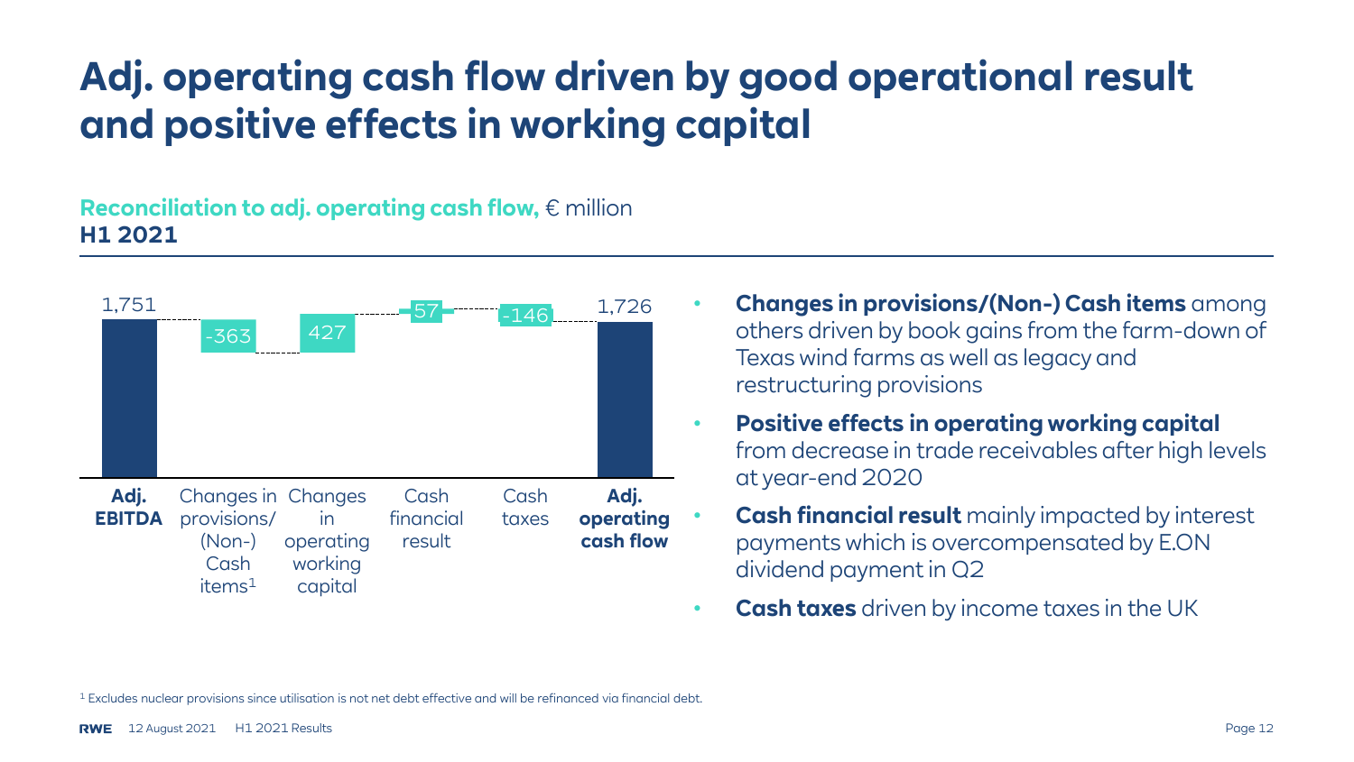# Adj. operating cash flow driven by good operational result and positive effects in working capital

**Reconciliation to adj. operating cash flow,** € million
**H1 2021**

| Adj. EBITDA | Changes in provisions/ (Non-) Cash items[1] | Changes in operating working capital | Cash financial result | Cash taxes | Adj. operating cash flow |
|---|---|---|---|---|---|
| 1,751 | -363 | 427 | 57 | -146 | 1,726 |

- **Changes in provisions/(Non-) Cash items** among others driven by book gains from the farm-down of Texas wind farms as well as legacy and restructuring provisions
- **Positive effects in operating working capital** from decrease in trade receivables after high levels at year-end 2020
- **Cash financial result** mainly impacted by interest payments which is overcompensated by E.ON dividend payment in Q2
- **Cash taxes** driven by income taxes in the UK

[1] Excludes nuclear provisions since utilisation is not net debt effective and will be refinanced via financial debt.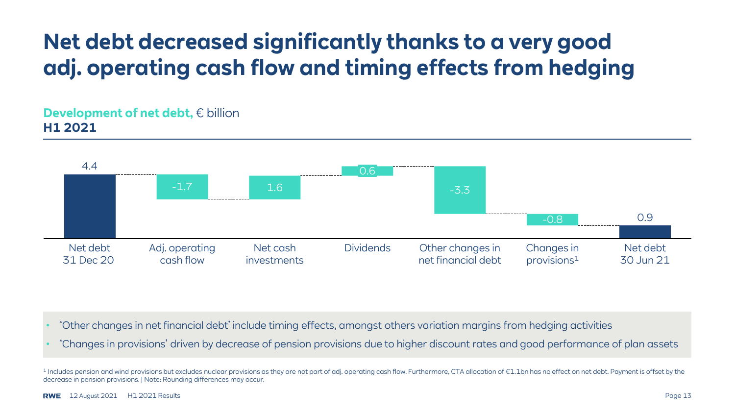# Net debt decreased significantly thanks to a very good adj. operating cash flow and timing effects from hedging

**Development of net debt,** € billion
**H1 2021**

| Net debt 31 Dec 20 | Adj. operating cash flow | Net cash investments | Dividends | Other changes in net financial debt | Changes in provisions[1] | Net debt 30 Jun 21 |
|---|---|---|---|---|---|---|
| 4.4 | -1.7 | 1.6 | 0.6 | -3.3 | -0.8 | 0.9 |

- 'Other changes in net financial debt' include timing effects, amongst others variation margins from hedging activities
- 'Changes in provisions' driven by decrease of pension provisions due to higher discount rates and good performance of plan assets

[1] Includes pension and wind provisions but excludes nuclear provisions as they are not part of adj. operating cash flow. Furthermore, CTA allocation of €1.1bn has no effect on net debt. Payment is offset by the decrease in pension provisions. | Note: Rounding differences may occur.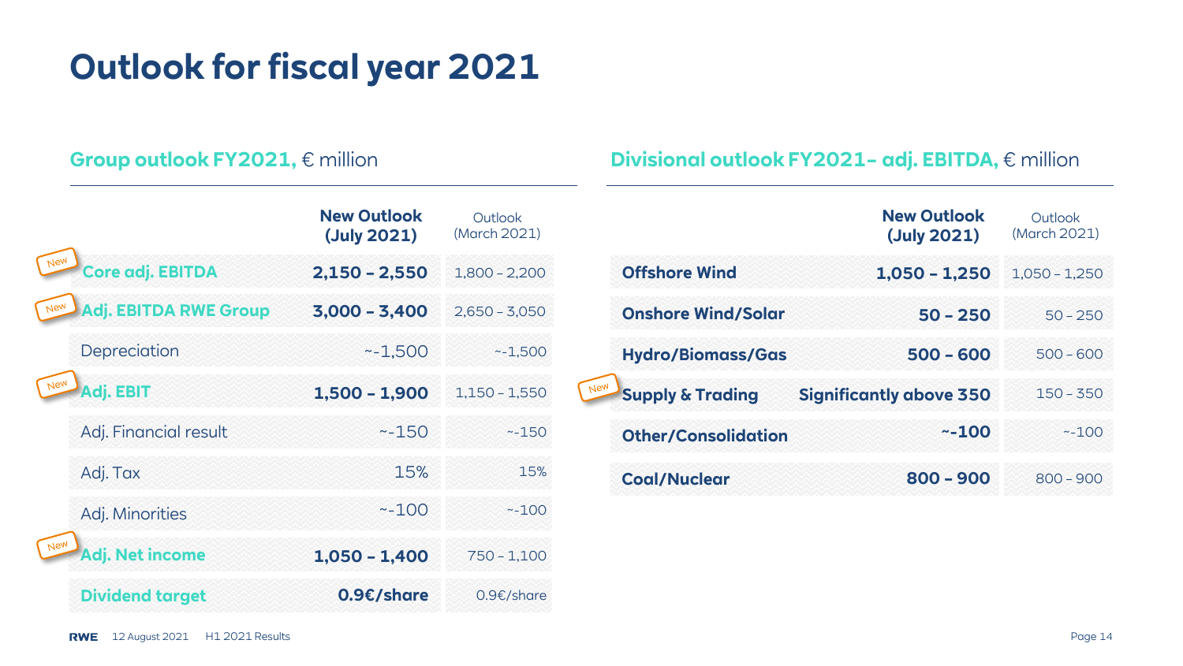# Outlook for fiscal year 2021

## Group outlook FY2021, € million

| | New Outlook (July 2021) | Outlook (March 2021) |
|---|---|---|
| New **Core adj. EBITDA** | **2,150 – 2,550** | 1,800 – 2,200 |
| New **Adj. EBITDA RWE Group** | **3,000 – 3,400** | 2,650 – 3,050 |
| Depreciation | ~-1,500 | ~-1,500 |
| New **Adj. EBIT** | **1,500 – 1,900** | 1,150 – 1,550 |
| Adj. Financial result | ~-150 | ~-150 |
| Adj. Tax | 15% | 15% |
| Adj. Minorities | ~-100 | ~-100 |
| New **Adj. Net income** | **1,050 – 1,400** | 750 – 1,100 |
| **Dividend target** | **0.9€/share** | 0.9€/share |

## Divisional outlook FY2021– adj. EBITDA, € million

| | New Outlook (July 2021) | Outlook (March 2021) |
|---|---|---|
| **Offshore Wind** | **1,050 – 1,250** | 1,050 – 1,250 |
| **Onshore Wind/Solar** | **50 – 250** | 50 – 250 |
| **Hydro/Biomass/Gas** | **500 – 600** | 500 – 600 |
| New **Supply & Trading** | **Significantly above 350** | 150 – 350 |
| **Other/Consolidation** | **~-100** | ~-100 |
| **Coal/Nuclear** | **800 – 900** | 800 – 900 |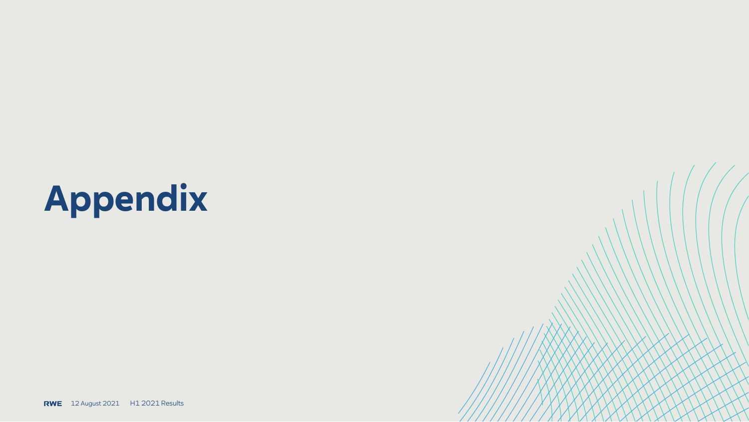# Appendix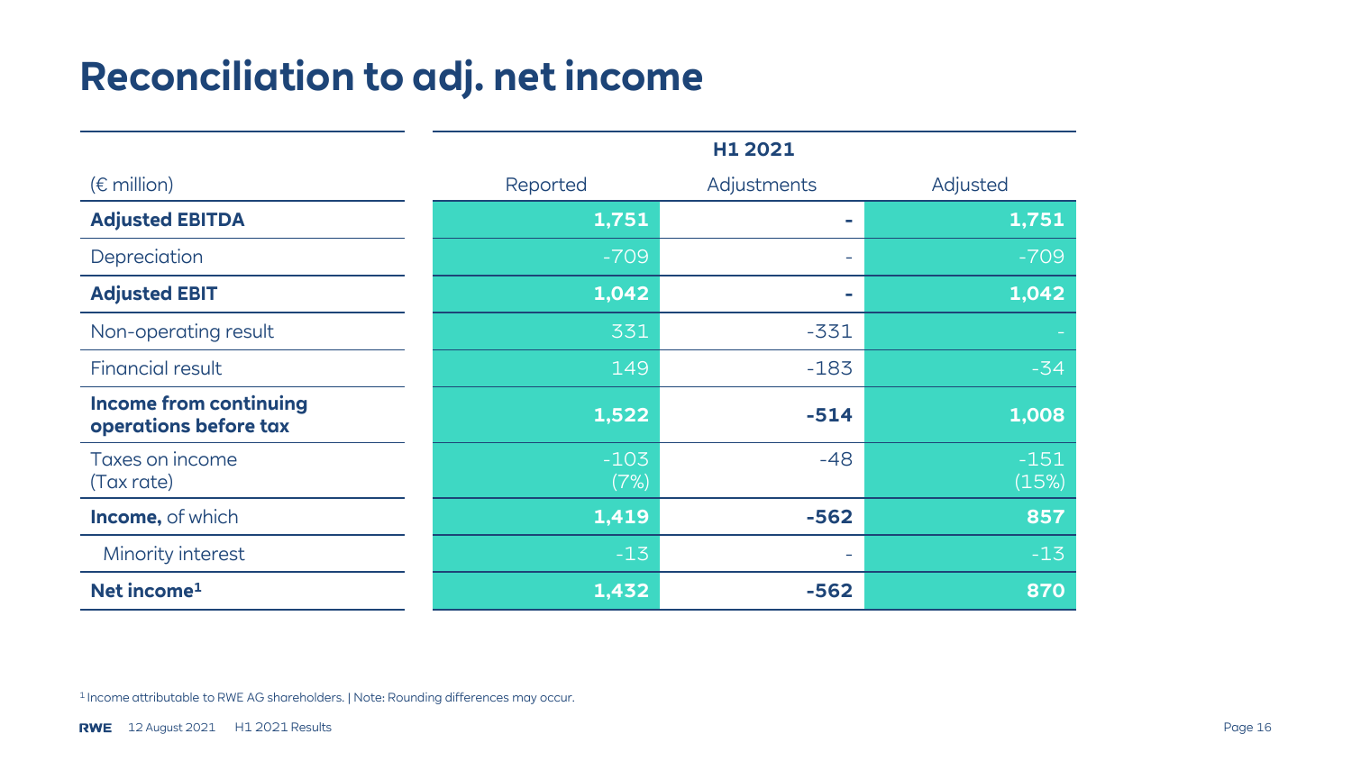# Reconciliation to adj. net income

| (€ million) | H1 2021 | | |
|---|---|---|---|
| | Reported | Adjustments | Adjusted |
| **Adjusted EBITDA** | **1,751** | **-** | **1,751** |
| Depreciation | -709 | - | -709 |
| **Adjusted EBIT** | **1,042** | **-** | **1,042** |
| Non-operating result | 331 | -331 | - |
| Financial result | 149 | -183 | -34 |
| **Income from continuing operations before tax** | **1,522** | **-514** | **1,008** |
| Taxes on income (Tax rate) | -103 (7%) | -48 | -151 (15%) |
| **Income,** of which | **1,419** | **-562** | **857** |
| Minority interest | -13 | - | -13 |
| **Net income[1]** | **1,432** | **-562** | **870** |

[1] Income attributable to RWE AG shareholders. | Note: Rounding differences may occur.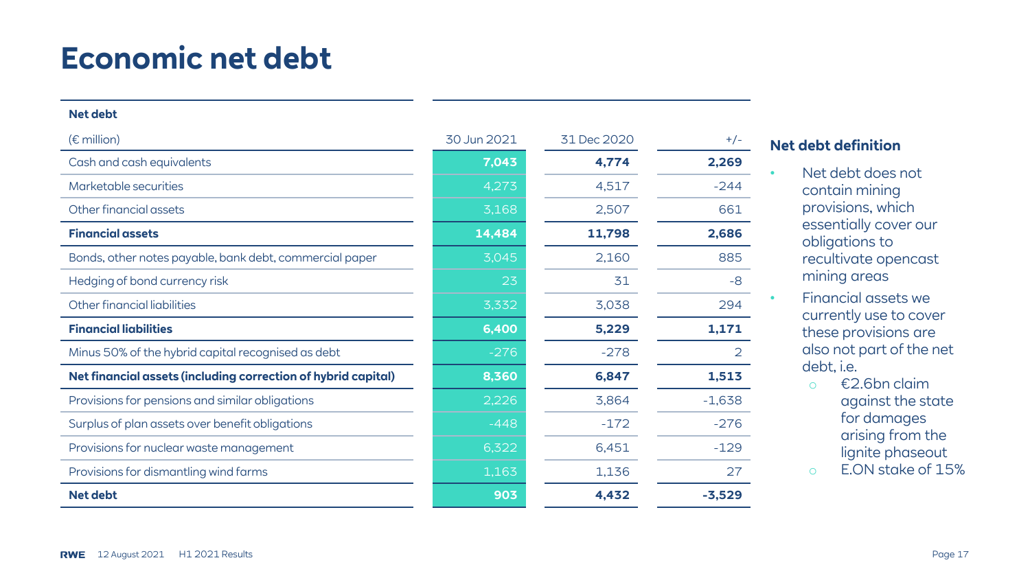# Economic net debt

| Net debt | | | |
|---|---|---|---|
| (€ million) | 30 Jun 2021 | 31 Dec 2020 | +/- |
| Cash and cash equivalents | 7,043 | 4,774 | 2,269 |
| Marketable securities | 4,273 | 4,517 | -244 |
| Other financial assets | 3,168 | 2,507 | 661 |
| **Financial assets** | **14,484** | **11,798** | **2,686** |
| Bonds, other notes payable, bank debt, commercial paper | 3,045 | 2,160 | 885 |
| Hedging of bond currency risk | 23 | 31 | -8 |
| Other financial liabilities | 3,332 | 3,038 | 294 |
| **Financial liabilities** | **6,400** | **5,229** | **1,171** |
| Minus 50% of the hybrid capital recognised as debt | -276 | -278 | 2 |
| **Net financial assets (including correction of hybrid capital)** | **8,360** | **6,847** | **1,513** |
| Provisions for pensions and similar obligations | 2,226 | 3,864 | -1,638 |
| Surplus of plan assets over benefit obligations | -448 | -172 | -276 |
| Provisions for nuclear waste management | 6,322 | 6,451 | -129 |
| Provisions for dismantling wind farms | 1,163 | 1,136 | 27 |
| **Net debt** | **903** | **4,432** | **-3,529** |

## Net debt definition

- Net debt does not contain mining provisions, which essentially cover our obligations to recultivate opencast mining areas
- Financial assets we currently use to cover these provisions are also not part of the net debt, i.e.
  - €2.6bn claim against the state for damages arising from the lignite phaseout
  - E.ON stake of 15%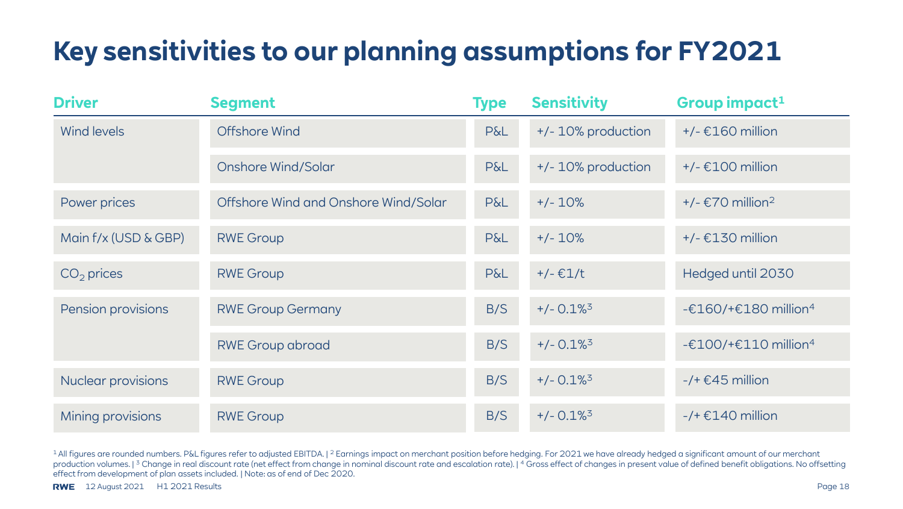# Key sensitivities to our planning assumptions for FY2021

| Driver | Segment | Type | Sensitivity | Group impact[1] |
|---|---|---|---|---|
| Wind levels | Offshore Wind | P&L | +/- 10% production | +/- €160 million |
| | Onshore Wind/Solar | P&L | +/- 10% production | +/- €100 million |
| Power prices | Offshore Wind and Onshore Wind/Solar | P&L | +/- 10% | +/- €70 million[2] |
| Main f/x (USD & GBP) | RWE Group | P&L | +/- 10% | +/- €130 million |
| $CO_2$ prices | RWE Group | P&L | +/- €1/t | Hedged until 2030 |
| Pension provisions | RWE Group Germany | B/S | +/- 0.1%[3] | -€160/+€180 million[4] |
| | RWE Group abroad | B/S | +/- 0.1%[3] | -€100/+€110 million[4] |
| Nuclear provisions | RWE Group | B/S | +/- 0.1%[3] | -/+ €45 million |
| Mining provisions | RWE Group | B/S | +/- 0.1%[3] | -/+ €140 million |

[1] All figures are rounded numbers. P&L figures refer to adjusted EBITDA. | [2] Earnings impact on merchant position before hedging. For 2021 we have already hedged a significant amount of our merchant production volumes. | [3] Change in real discount rate (net effect from change in nominal discount rate and escalation rate). | [4] Gross effect of changes in present value of defined benefit obligations. No offsetting effect from development of plan assets included. | Note: as of end of Dec 2020.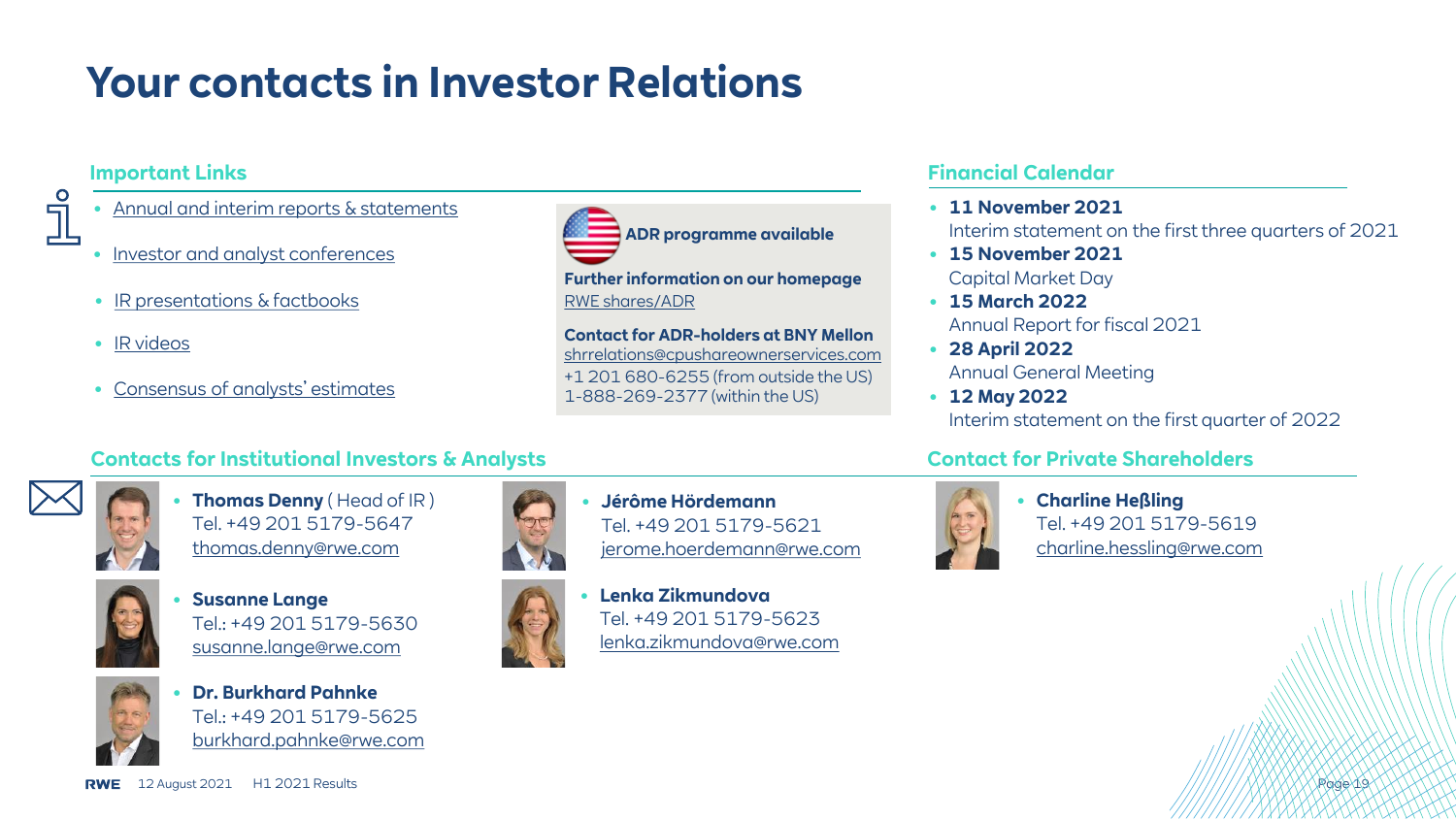# Your contacts in Investor Relations

## Important Links

- Annual and interim reports & statements
- Investor and analyst conferences
- IR presentations & factbooks
- IR videos
- Consensus of analysts' estimates

**ADR programme available**

**Further information on our homepage**
RWE shares/ADR

**Contact for ADR-holders at BNY Mellon**
shrrelations@cpushareownerservices.com
+1 201 680-6255 (from outside the US)
1-888-269-2377 (within the US)

## Financial Calendar

- **11 November 2021**
  Interim statement on the first three quarters of 2021
- **15 November 2021**
  Capital Market Day
- **15 March 2022**
  Annual Report for fiscal 2021
- **28 April 2022**
  Annual General Meeting
- **12 May 2022**
  Interim statement on the first quarter of 2022

## Contacts for Institutional Investors & Analysts

- **Thomas Denny** ( Head of IR )
  Tel. +49 201 5179-5647
  thomas.denny@rwe.com
- **Susanne Lange**
  Tel.: +49 201 5179-5630
  susanne.lange@rwe.com
- **Dr. Burkhard Pahnke**
  Tel.: +49 201 5179-5625
  burkhard.pahnke@rwe.com
- **Jérôme Hördemann**
  Tel. +49 201 5179-5621
  jerome.hoerdemann@rwe.com
- **Lenka Zikmundova**
  Tel. +49 201 5179-5623
  lenka.zikmundova@rwe.com

## Contact for Private Shareholders

- **Charline Heßling**
  Tel. +49 201 5179-5619
  charline.hessling@rwe.com